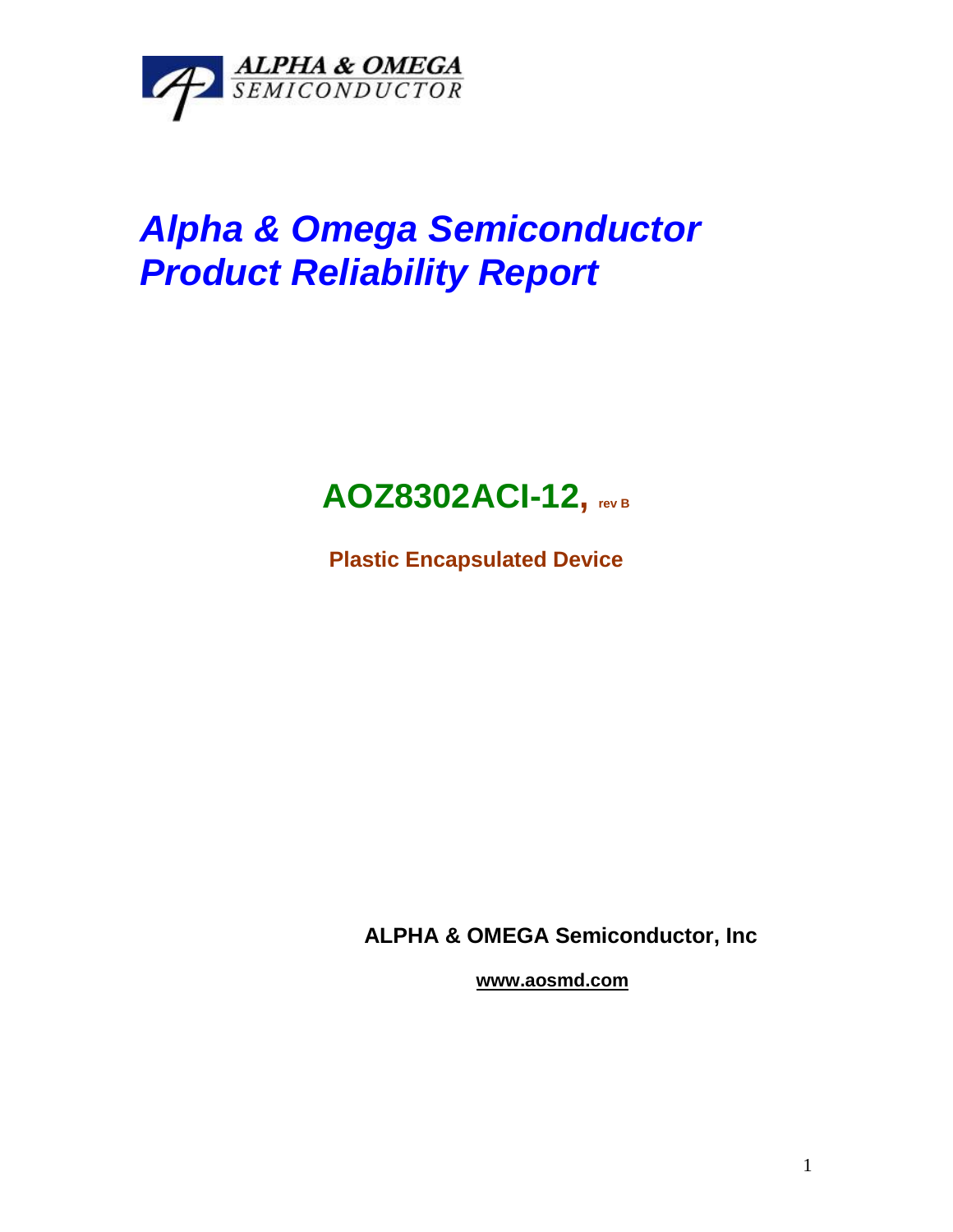ALPHA & OMEGA
SEMICONDUCTOR

# *Alpha & Omega Semiconductor Product Reliability Report*

## AOZ8302ACI-12, rev B

**Plastic Encapsulated Device**

**ALPHA & OMEGA Semiconductor, Inc**

**www.aosmd.com**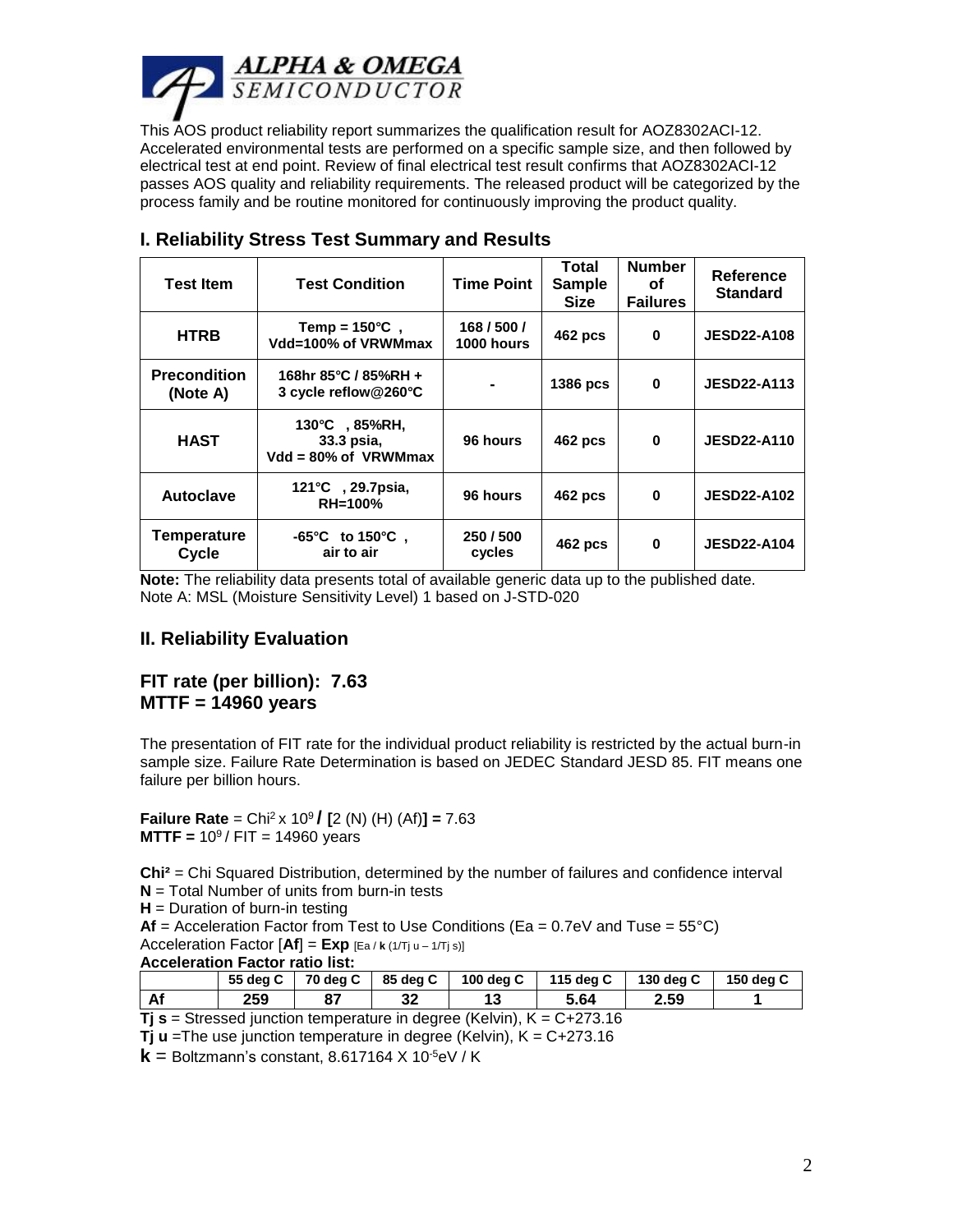ALPHA & OMEGA SEMICONDUCTOR

This AOS product reliability report summarizes the qualification result for AOZ8302ACI-12. Accelerated environmental tests are performed on a specific sample size, and then followed by electrical test at end point. Review of final electrical test result confirms that AOZ8302ACI-12 passes AOS quality and reliability requirements. The released product will be categorized by the process family and be routine monitored for continuously improving the product quality.

## I. Reliability Stress Test Summary and Results

| Test Item | Test Condition | Time Point | Total Sample Size | Number of Failures | Reference Standard |
|---|---|---|---|---|---|
| HTRB | Temp = 150°C , Vdd=100% of VRWMmax | 168 / 500 / 1000 hours | 462 pcs | 0 | JESD22-A108 |
| Precondition (Note A) | 168hr 85°C / 85%RH + 3 cycle reflow@260°C | - | 1386 pcs | 0 | JESD22-A113 |
| HAST | 130°C , 85%RH, 33.3 psia, Vdd = 80% of VRWMmax | 96 hours | 462 pcs | 0 | JESD22-A110 |
| Autoclave | 121°C , 29.7psia, RH=100% | 96 hours | 462 pcs | 0 | JESD22-A102 |
| Temperature Cycle | -65°C to 150°C , air to air | 250 / 500 cycles | 462 pcs | 0 | JESD22-A104 |

**Note:** The reliability data presents total of available generic data up to the published date.
Note A: MSL (Moisture Sensitivity Level) 1 based on J-STD-020

## II. Reliability Evaluation

### FIT rate (per billion): 7.63
### MTTF = 14960 years

The presentation of FIT rate for the individual product reliability is restricted by the actual burn-in sample size. Failure Rate Determination is based on JEDEC Standard JESD 85. FIT means one failure per billion hours.

**Failure Rate** = $\text{Chi}^2 \times 10^9$ **/ [**2 (N) (H) (Af)**] =** 7.63
**MTTF =** $10^9$ / FIT = 14960 years

**Chi²** = Chi Squared Distribution, determined by the number of failures and confidence interval
**N** = Total Number of units from burn-in tests
**H** = Duration of burn-in testing
**Af** = Acceleration Factor from Test to Use Conditions (Ea = 0.7eV and Tuse = 55°C)
Acceleration Factor [**Af**] = **Exp** [Ea / **k** (1/Tj u – 1/Tj s)]

**Acceleration Factor ratio list:**

| | 55 deg C | 70 deg C | 85 deg C | 100 deg C | 115 deg C | 130 deg C | 150 deg C |
|---|---|---|---|---|---|---|---|
| Af | 259 | 87 | 32 | 13 | 5.64 | 2.59 | 1 |

**Tj s** = Stressed junction temperature in degree (Kelvin), K = C+273.16
**Tj u** =The use junction temperature in degree (Kelvin), K = C+273.16
**k** = Boltzmann's constant, 8.617164 X $10^{-5}$eV / K